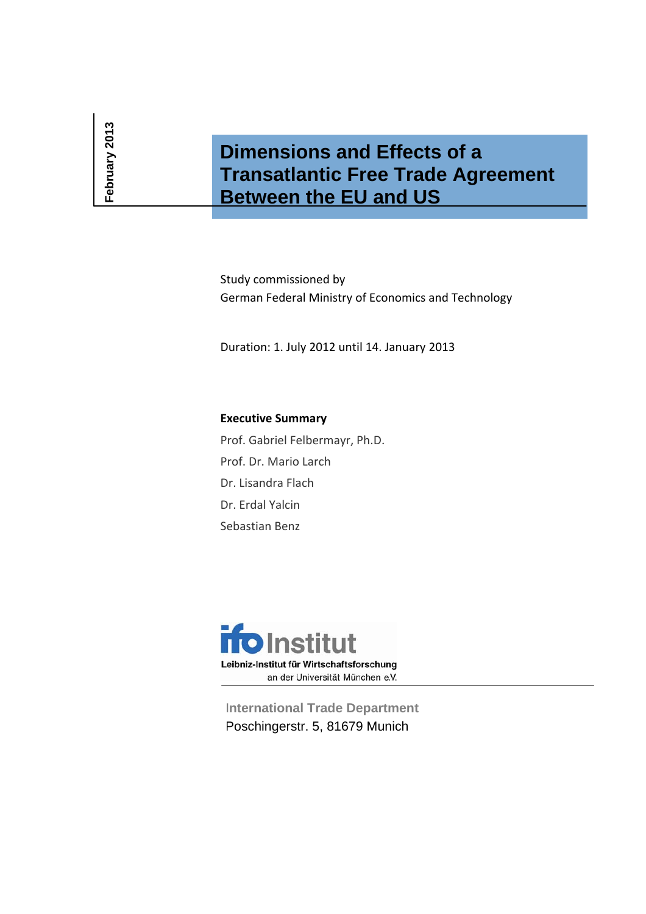February 2013

# Dimensions and Effects of a Transatlantic Free Trade Agreement Between the EU and US

Study commissioned by
German Federal Ministry of Economics and Technology

Duration: 1. July 2012 until 14. January 2013

**Executive Summary**

Prof. Gabriel Felbermayr, Ph.D.

Prof. Dr. Mario Larch

Dr. Lisandra Flach

Dr. Erdal Yalcin

Sebastian Benz

ifo Institut
Leibniz-Institut für Wirtschaftsforschung
an der Universität München e.V.

International Trade Department
Poschingerstr. 5, 81679 Munich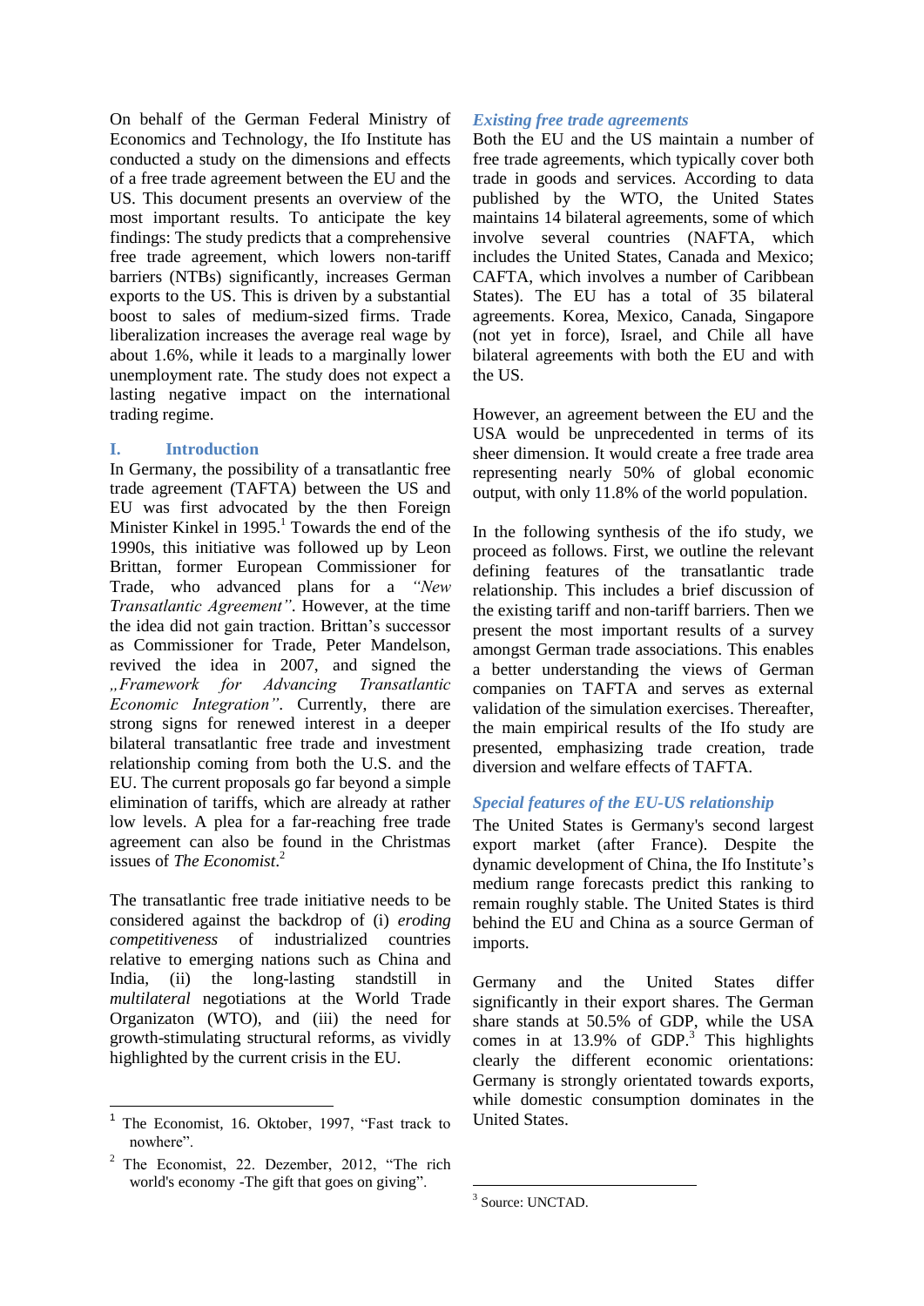On behalf of the German Federal Ministry of Economics and Technology, the Ifo Institute has conducted a study on the dimensions and effects of a free trade agreement between the EU and the US. This document presents an overview of the most important results. To anticipate the key findings: The study predicts that a comprehensive free trade agreement, which lowers non-tariff barriers (NTBs) significantly, increases German exports to the US. This is driven by a substantial boost to sales of medium-sized firms. Trade liberalization increases the average real wage by about 1.6%, while it leads to a marginally lower unemployment rate. The study does not expect a lasting negative impact on the international trading regime.

## I. Introduction

In Germany, the possibility of a transatlantic free trade agreement (TAFTA) between the US and EU was first advocated by the then Foreign Minister Kinkel in 1995.[1] Towards the end of the 1990s, this initiative was followed up by Leon Brittan, former European Commissioner for Trade, who advanced plans for a *"New Transatlantic Agreement"*. However, at the time the idea did not gain traction. Brittan's successor as Commissioner for Trade, Peter Mandelson, revived the idea in 2007, and signed the *„Framework for Advancing Transatlantic Economic Integration"*. Currently, there are strong signs for renewed interest in a deeper bilateral transatlantic free trade and investment relationship coming from both the U.S. and the EU. The current proposals go far beyond a simple elimination of tariffs, which are already at rather low levels. A plea for a far-reaching free trade agreement can also be found in the Christmas issues of *The Economist*.[2]

The transatlantic free trade initiative needs to be considered against the backdrop of (i) *eroding competitiveness* of industrialized countries relative to emerging nations such as China and India, (ii) the long-lasting standstill in *multilateral* negotiations at the World Trade Organizaton (WTO), and (iii) the need for growth-stimulating structural reforms, as vividly highlighted by the current crisis in the EU.

### *Existing free trade agreements*

Both the EU and the US maintain a number of free trade agreements, which typically cover both trade in goods and services. According to data published by the WTO, the United States maintains 14 bilateral agreements, some of which involve several countries (NAFTA, which includes the United States, Canada and Mexico; CAFTA, which involves a number of Caribbean States). The EU has a total of 35 bilateral agreements. Korea, Mexico, Canada, Singapore (not yet in force), Israel, and Chile all have bilateral agreements with both the EU and with the US.

However, an agreement between the EU and the USA would be unprecedented in terms of its sheer dimension. It would create a free trade area representing nearly 50% of global economic output, with only 11.8% of the world population.

In the following synthesis of the ifo study, we proceed as follows. First, we outline the relevant defining features of the transatlantic trade relationship. This includes a brief discussion of the existing tariff and non-tariff barriers. Then we present the most important results of a survey amongst German trade associations. This enables a better understanding the views of German companies on TAFTA and serves as external validation of the simulation exercises. Thereafter, the main empirical results of the Ifo study are presented, emphasizing trade creation, trade diversion and welfare effects of TAFTA.

### *Special features of the EU-US relationship*

The United States is Germany's second largest export market (after France). Despite the dynamic development of China, the Ifo Institute's medium range forecasts predict this ranking to remain roughly stable. The United States is third behind the EU and China as a source German of imports.

Germany and the United States differ significantly in their export shares. The German share stands at 50.5% of GDP, while the USA comes in at 13.9% of GDP.[3] This highlights clearly the different economic orientations: Germany is strongly orientated towards exports, while domestic consumption dominates in the United States.

---

[1] The Economist, 16. Oktober, 1997, "Fast track to nowhere".

[2] The Economist, 22. Dezember, 2012, "The rich world's economy -The gift that goes on giving".

[3] Source: UNCTAD.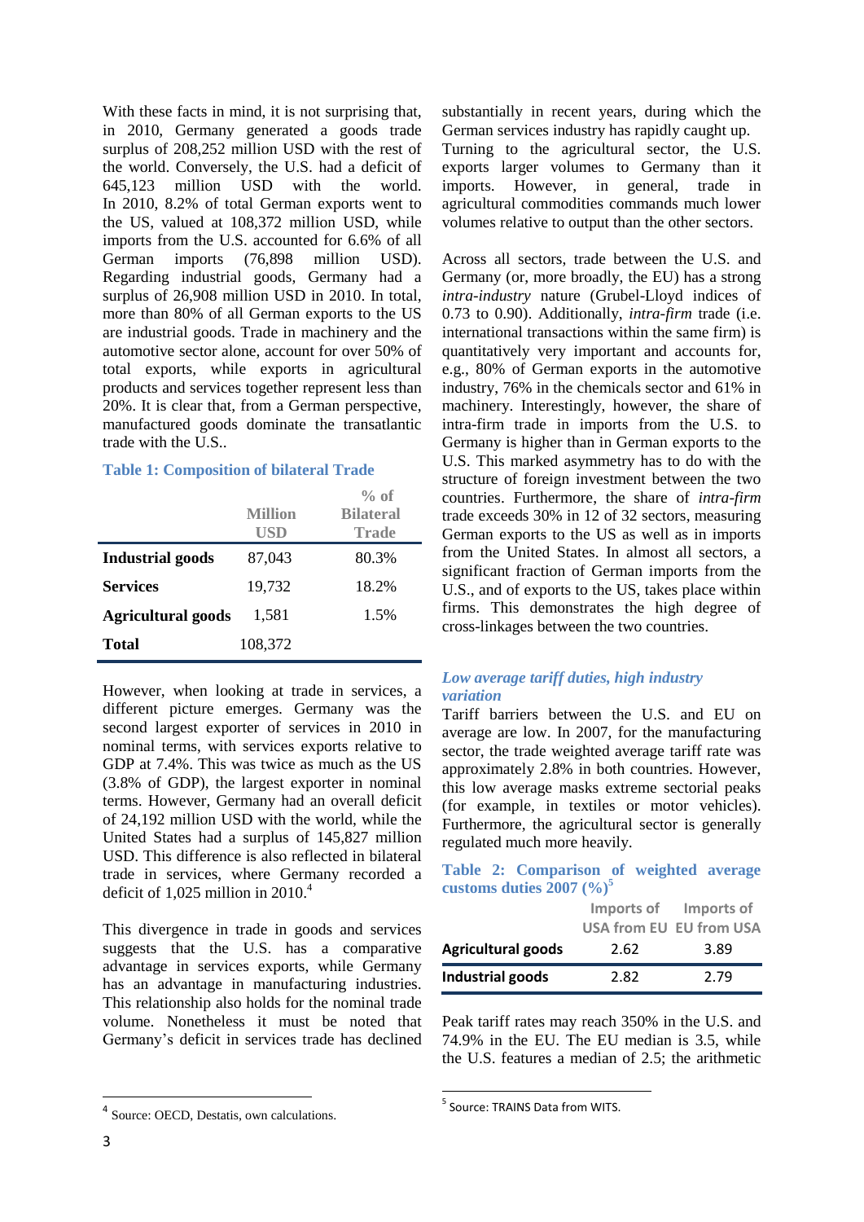With these facts in mind, it is not surprising that, in 2010, Germany generated a goods trade surplus of 208,252 million USD with the rest of the world. Conversely, the U.S. had a deficit of 645,123 million USD with the world. In 2010, 8.2% of total German exports went to the US, valued at 108,372 million USD, while imports from the U.S. accounted for 6.6% of all German imports (76,898 million USD). Regarding industrial goods, Germany had a surplus of 26,908 million USD in 2010. In total, more than 80% of all German exports to the US are industrial goods. Trade in machinery and the automotive sector alone, account for over 50% of total exports, while exports in agricultural products and services together represent less than 20%. It is clear that, from a German perspective, manufactured goods dominate the transatlantic trade with the U.S..

**Table 1: Composition of bilateral Trade**

| | Million USD | % of Bilateral Trade |
|---|---|---|
| **Industrial goods** | 87,043 | 80.3% |
| **Services** | 19,732 | 18.2% |
| **Agricultural goods** | 1,581 | 1.5% |
| **Total** | 108,372 | |

However, when looking at trade in services, a different picture emerges. Germany was the second largest exporter of services in 2010 in nominal terms, with services exports relative to GDP at 7.4%. This was twice as much as the US (3.8% of GDP), the largest exporter in nominal terms. However, Germany had an overall deficit of 24,192 million USD with the world, while the United States had a surplus of 145,827 million USD. This difference is also reflected in bilateral trade in services, where Germany recorded a deficit of 1,025 million in 2010.[4]

This divergence in trade in goods and services suggests that the U.S. has a comparative advantage in services exports, while Germany has an advantage in manufacturing industries. This relationship also holds for the nominal trade volume. Nonetheless it must be noted that Germany's deficit in services trade has declined substantially in recent years, during which the German services industry has rapidly caught up.

Turning to the agricultural sector, the U.S. exports larger volumes to Germany than it imports. However, in general, trade in agricultural commodities commands much lower volumes relative to output than the other sectors.

Across all sectors, trade between the U.S. and Germany (or, more broadly, the EU) has a strong *intra-industry* nature (Grubel-Lloyd indices of 0.73 to 0.90). Additionally, *intra-firm* trade (i.e. international transactions within the same firm) is quantitatively very important and accounts for, e.g., 80% of German exports in the automotive industry, 76% in the chemicals sector and 61% in machinery. Interestingly, however, the share of intra-firm trade in imports from the U.S. to Germany is higher than in German exports to the U.S. This marked asymmetry has to do with the structure of foreign investment between the two countries. Furthermore, the share of *intra-firm* trade exceeds 30% in 12 of 32 sectors, measuring German exports to the US as well as in imports from the United States. In almost all sectors, a significant fraction of German imports from the U.S., and of exports to the US, takes place within firms. This demonstrates the high degree of cross-linkages between the two countries.

### *Low average tariff duties, high industry variation*

Tariff barriers between the U.S. and EU on average are low. In 2007, for the manufacturing sector, the trade weighted average tariff rate was approximately 2.8% in both countries. However, this low average masks extreme sectorial peaks (for example, in textiles or motor vehicles). Furthermore, the agricultural sector is generally regulated much more heavily.

**Table 2: Comparison of weighted average customs duties 2007 (%)[5]**

| | Imports of USA from EU | Imports of EU from USA |
|---|---|---|
| **Agricultural goods** | 2.62 | 3.89 |
| **Industrial goods** | 2.82 | 2.79 |

Peak tariff rates may reach 350% in the U.S. and 74.9% in the EU. The EU median is 3.5, while the U.S. features a median of 2.5; the arithmetic

---

[4] Source: OECD, Destatis, own calculations.

[5] Source: TRAINS Data from WITS.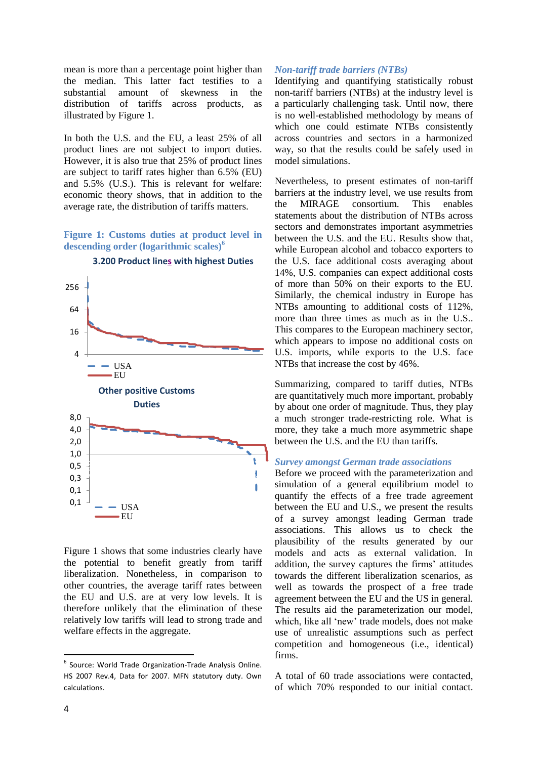mean is more than a percentage point higher than the median. This latter fact testifies to a substantial amount of skewness in the distribution of tariffs across products, as illustrated by Figure 1.

In both the U.S. and the EU, a least 25% of all product lines are not subject to import duties. However, it is also true that 25% of product lines are subject to tariff rates higher than 6.5% (EU) and 5.5% (U.S.). This is relevant for welfare: economic theory shows, that in addition to the average rate, the distribution of tariffs matters.

**Figure 1: Customs duties at product level in descending order (logarithmic scales)[6]**

3.200 Product lines with highest Duties

256
64
16
4

USA
EU

Other positive Customs Duties

8,0
4,0
2,0
1,0
0,5
0,3
0,1
0,1

USA
EU

Figure 1 shows that some industries clearly have the potential to benefit greatly from tariff liberalization. Nonetheless, in comparison to other countries, the average tariff rates between the EU and U.S. are at very low levels. It is therefore unlikely that the elimination of these relatively low tariffs will lead to strong trade and welfare effects in the aggregate.

### *Non-tariff trade barriers (NTBs)*

Identifying and quantifying statistically robust non-tariff barriers (NTBs) at the industry level is a particularly challenging task. Until now, there is no well-established methodology by means of which one could estimate NTBs consistently across countries and sectors in a harmonized way, so that the results could be safely used in model simulations.

Nevertheless, to present estimates of non-tariff barriers at the industry level, we use results from the MIRAGE consortium. This enables statements about the distribution of NTBs across sectors and demonstrates important asymmetries between the U.S. and the EU. Results show that, while European alcohol and tobacco exporters to the U.S. face additional costs averaging about 14%, U.S. companies can expect additional costs of more than 50% on their exports to the EU. Similarly, the chemical industry in Europe has NTBs amounting to additional costs of 112%, more than three times as much as in the U.S.. This compares to the European machinery sector, which appears to impose no additional costs on U.S. imports, while exports to the U.S. face NTBs that increase the cost by 46%.

Summarizing, compared to tariff duties, NTBs are quantitatively much more important, probably by about one order of magnitude. Thus, they play a much stronger trade-restricting role. What is more, they take a much more asymmetric shape between the U.S. and the EU than tariffs.

### *Survey amongst German trade associations*

Before we proceed with the parameterization and simulation of a general equilibrium model to quantify the effects of a free trade agreement between the EU and U.S., we present the results of a survey amongst leading German trade associations. This allows us to check the plausibility of the results generated by our models and acts as external validation. In addition, the survey captures the firms' attitudes towards the different liberalization scenarios, as well as towards the prospect of a free trade agreement between the EU and the US in general. The results aid the parameterization our model, which, like all 'new' trade models, does not make use of unrealistic assumptions such as perfect competition and homogeneous (i.e., identical) firms.

A total of 60 trade associations were contacted, of which 70% responded to our initial contact.

---

[6] Source: World Trade Organization-Trade Analysis Online. HS 2007 Rev.4, Data for 2007. MFN statutory duty. Own calculations.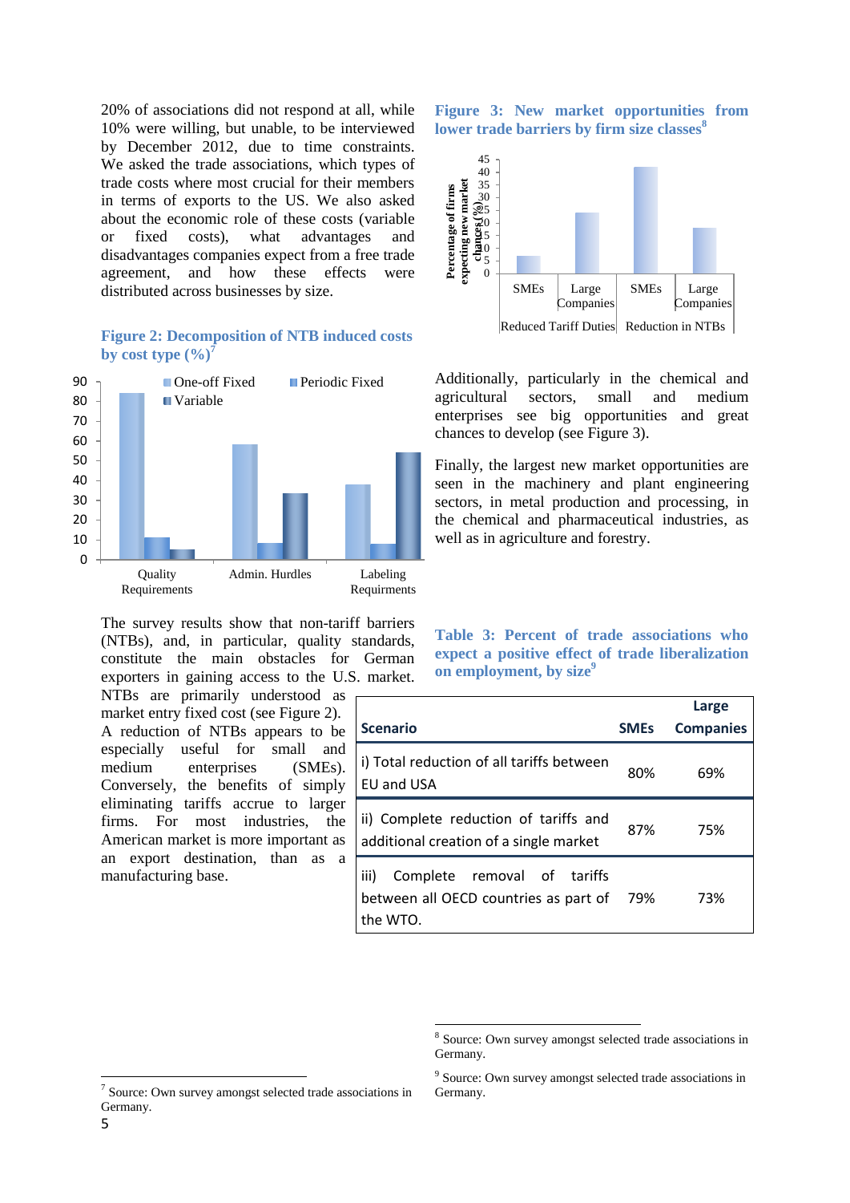20% of associations did not respond at all, while 10% were willing, but unable, to be interviewed by December 2012, due to time constraints. We asked the trade associations, which types of trade costs where most crucial for their members in terms of exports to the US. We also asked about the economic role of these costs (variable or fixed costs), what advantages and disadvantages companies expect from a free trade agreement, and how these effects were distributed across businesses by size.

**Figure 2: Decomposition of NTB induced costs by cost type (%)**[7]

The survey results show that non-tariff barriers (NTBs), and, in particular, quality standards, constitute the main obstacles for German exporters in gaining access to the U.S. market. NTBs are primarily understood as market entry fixed cost (see Figure 2). A reduction of NTBs appears to be especially useful for small and medium enterprises (SMEs). Conversely, the benefits of simply eliminating tariffs accrue to larger firms. For most industries, the American market is more important as an export destination, than as a manufacturing base.

**Figure 3: New market opportunities from lower trade barriers by firm size classes**[8]

Additionally, particularly in the chemical and agricultural sectors, small and medium enterprises see big opportunities and great chances to develop (see Figure 3).

Finally, the largest new market opportunities are seen in the machinery and plant engineering sectors, in metal production and processing, in the chemical and pharmaceutical industries, as well as in agriculture and forestry.

**Table 3: Percent of trade associations who expect a positive effect of trade liberalization on employment, by size**[9]

| Scenario | SMEs | Large Companies |
|---|---|---|
| i) Total reduction of all tariffs between EU and USA | 80% | 69% |
| ii) Complete reduction of tariffs and additional creation of a single market | 87% | 75% |
| iii) Complete removal of tariffs between all OECD countries as part of the WTO. | 79% | 73% |

[7] Source: Own survey amongst selected trade associations in Germany.

[8] Source: Own survey amongst selected trade associations in Germany.

[9] Source: Own survey amongst selected trade associations in Germany.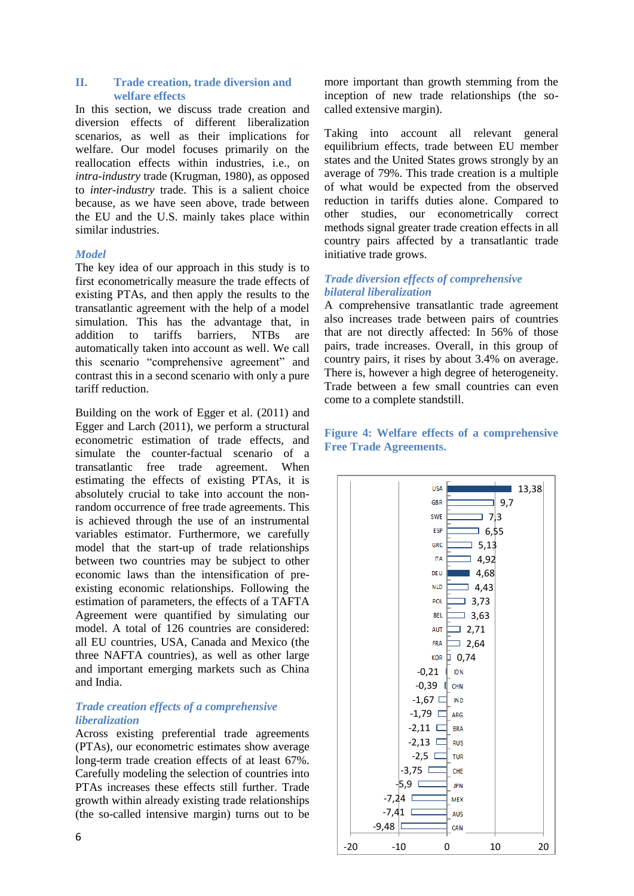## II. Trade creation, trade diversion and welfare effects

In this section, we discuss trade creation and diversion effects of different liberalization scenarios, as well as their implications for welfare. Our model focuses primarily on the reallocation effects within industries, i.e., on *intra-industry* trade (Krugman, 1980), as opposed to *inter-industry* trade. This is a salient choice because, as we have seen above, trade between the EU and the U.S. mainly takes place within similar industries.

### *Model*

The key idea of our approach in this study is to first econometrically measure the trade effects of existing PTAs, and then apply the results to the transatlantic agreement with the help of a model simulation. This has the advantage that, in addition to tariffs barriers, NTBs are automatically taken into account as well. We call this scenario "comprehensive agreement" and contrast this in a second scenario with only a pure tariff reduction.

Building on the work of Egger et al. (2011) and Egger and Larch (2011), we perform a structural econometric estimation of trade effects, and simulate the counter-factual scenario of a transatlantic free trade agreement. When estimating the effects of existing PTAs, it is absolutely crucial to take into account the non-random occurrence of free trade agreements. This is achieved through the use of an instrumental variables estimator. Furthermore, we carefully model that the start-up of trade relationships between two countries may be subject to other economic laws than the intensification of pre-existing economic relationships. Following the estimation of parameters, the effects of a TAFTA Agreement were quantified by simulating our model. A total of 126 countries are considered: all EU countries, USA, Canada and Mexico (the three NAFTA countries), as well as other large and important emerging markets such as China and India.

### *Trade creation effects of a comprehensive liberalization*

Across existing preferential trade agreements (PTAs), our econometric estimates show average long-term trade creation effects of at least 67%. Carefully modeling the selection of countries into PTAs increases these effects still further. Trade growth within already existing trade relationships (the so-called intensive margin) turns out to be more important than growth stemming from the inception of new trade relationships (the so-called extensive margin).

Taking into account all relevant general equilibrium effects, trade between EU member states and the United States grows strongly by an average of 79%. This trade creation is a multiple of what would be expected from the observed reduction in tariffs duties alone. Compared to other studies, our econometrically correct methods signal greater trade creation effects in all country pairs affected by a transatlantic trade initiative trade grows.

### *Trade diversion effects of comprehensive bilateral liberalization*

A comprehensive transatlantic trade agreement also increases trade between pairs of countries that are not directly affected: In 56% of those pairs, trade increases. Overall, in this group of country pairs, it rises by about 3.4% on average. There is, however a high degree of heterogeneity. Trade between a few small countries can even come to a complete standstill.

**Figure 4: Welfare effects of a comprehensive Free Trade Agreements.**

| Country | Value |
|---|---|
| USA | 13,38 |
| GBR | 9,7 |
| SWE | 7,3 |
| ESP | 6,55 |
| GRC | 5,13 |
| ITA | 4,92 |
| DEU | 4,68 |
| NLD | 4,43 |
| POL | 3,73 |
| BEL | 3,63 |
| AUT | 2,71 |
| FRA | 2,64 |
| KOR | 0,74 |
| IDN | -0,21 |
| CHN | -0,39 |
| IND | -1,67 |
| ARG | -1,79 |
| BRA | -2,11 |
| RUS | -2,13 |
| TUR | -2,5 |
| CHE | -3,75 |
| JPN | -5,9 |
| MEX | -7,24 |
| AUS | -7,41 |
| CAN | -9,48 |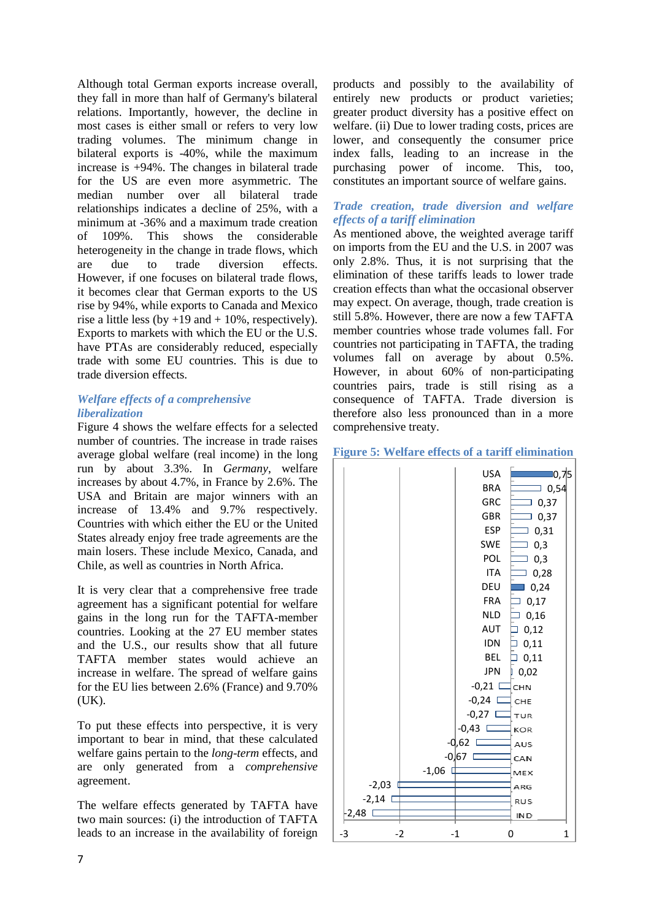Although total German exports increase overall, they fall in more than half of Germany's bilateral relations. Importantly, however, the decline in most cases is either small or refers to very low trading volumes. The minimum change in bilateral exports is -40%, while the maximum increase is +94%. The changes in bilateral trade for the US are even more asymmetric. The median number over all bilateral trade relationships indicates a decline of 25%, with a minimum at -36% and a maximum trade creation of 109%. This shows the considerable heterogeneity in the change in trade flows, which are due to trade diversion effects. However, if one focuses on bilateral trade flows, it becomes clear that German exports to the US rise by 94%, while exports to Canada and Mexico rise a little less (by +19 and + 10%, respectively). Exports to markets with which the EU or the U.S. have PTAs are considerably reduced, especially trade with some EU countries. This is due to trade diversion effects.

### *Welfare effects of a comprehensive liberalization*

Figure 4 shows the welfare effects for a selected number of countries. The increase in trade raises average global welfare (real income) in the long run by about 3.3%. In *Germany*, welfare increases by about 4.7%, in France by 2.6%. The USA and Britain are major winners with an increase of 13.4% and 9.7% respectively. Countries with which either the EU or the United States already enjoy free trade agreements are the main losers. These include Mexico, Canada, and Chile, as well as countries in North Africa.

It is very clear that a comprehensive free trade agreement has a significant potential for welfare gains in the long run for the TAFTA-member countries. Looking at the 27 EU member states and the U.S., our results show that all future TAFTA member states would achieve an increase in welfare. The spread of welfare gains for the EU lies between 2.6% (France) and 9.70% (UK).

To put these effects into perspective, it is very important to bear in mind, that these calculated welfare gains pertain to the *long-term* effects, and are only generated from a *comprehensive* agreement.

The welfare effects generated by TAFTA have two main sources: (i) the introduction of TAFTA leads to an increase in the availability of foreign products and possibly to the availability of entirely new products or product varieties; greater product diversity has a positive effect on welfare. (ii) Due to lower trading costs, prices are lower, and consequently the consumer price index falls, leading to an increase in the purchasing power of income. This, too, constitutes an important source of welfare gains.

### *Trade creation, trade diversion and welfare effects of a tariff elimination*

As mentioned above, the weighted average tariff on imports from the EU and the U.S. in 2007 was only 2.8%. Thus, it is not surprising that the elimination of these tariffs leads to lower trade creation effects than what the occasional observer may expect. On average, though, trade creation is still 5.8%. However, there are now a few TAFTA member countries whose trade volumes fall. For countries not participating in TAFTA, the trading volumes fall on average by about 0.5%. However, in about 60% of non-participating countries pairs, trade is still rising as a consequence of TAFTA. Trade diversion is therefore also less pronounced than in a more comprehensive treaty.

**Figure 5: Welfare effects of a tariff elimination**

| Country | Value |
|---|---|
| USA | 0,75 |
| BRA | 0,54 |
| GRC | 0,37 |
| GBR | 0,37 |
| ESP | 0,31 |
| SWE | 0,3 |
| POL | 0,3 |
| ITA | 0,28 |
| DEU | 0,24 |
| FRA | 0,17 |
| NLD | 0,16 |
| AUT | 0,12 |
| IDN | 0,11 |
| BEL | 0,11 |
| JPN | 0,02 |
| CHN | -0,21 |
| CHE | -0,24 |
| TUR | -0,27 |
| KOR | -0,43 |
| AUS | -0,62 |
| CAN | -0,67 |
| MEX | -1,06 |
| ARG | -2,03 |
| RUS | -2,14 |
| IND | -2,48 |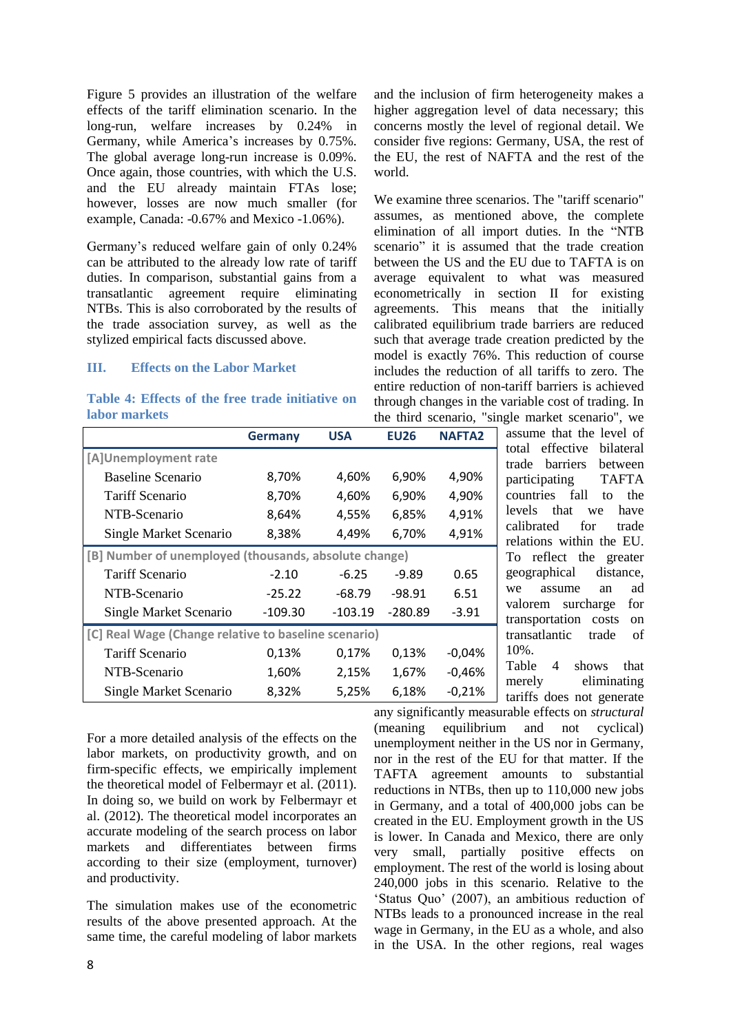Figure 5 provides an illustration of the welfare effects of the tariff elimination scenario. In the long-run, welfare increases by 0.24% in Germany, while America's increases by 0.75%. The global average long-run increase is 0.09%. Once again, those countries, with which the U.S. and the EU already maintain FTAs lose; however, losses are now much smaller (for example, Canada: -0.67% and Mexico -1.06%).

Germany's reduced welfare gain of only 0.24% can be attributed to the already low rate of tariff duties. In comparison, substantial gains from a transatlantic agreement require eliminating NTBs. This is also corroborated by the results of the trade association survey, as well as the stylized empirical facts discussed above.

## III. Effects on the Labor Market

**Table 4: Effects of the free trade initiative on labor markets**

| | Germany | USA | EU26 | NAFTA2 |
|---|---|---|---|---|
| **[A]Unemployment rate** | | | | |
| Baseline Scenario | 8,70% | 4,60% | 6,90% | 4,90% |
| Tariff Scenario | 8,70% | 4,60% | 6,90% | 4,90% |
| NTB-Scenario | 8,64% | 4,55% | 6,85% | 4,91% |
| Single Market Scenario | 8,38% | 4,49% | 6,70% | 4,91% |
| **[B] Number of unemployed (thousands, absolute change)** | | | | |
| Tariff Scenario | -2.10 | -6.25 | -9.89 | 0.65 |
| NTB-Scenario | -25.22 | -68.79 | -98.91 | 6.51 |
| Single Market Scenario | -109.30 | -103.19 | -280.89 | -3.91 |
| **[C] Real Wage (Change relative to baseline scenario)** | | | | |
| Tariff Scenario | 0,13% | 0,17% | 0,13% | -0,04% |
| NTB-Scenario | 1,60% | 2,15% | 1,67% | -0,46% |
| Single Market Scenario | 8,32% | 5,25% | 6,18% | -0,21% |

For a more detailed analysis of the effects on the labor markets, on productivity growth, and on firm-specific effects, we empirically implement the theoretical model of Felbermayr et al. (2011). In doing so, we build on work by Felbermayr et al. (2012). The theoretical model incorporates an accurate modeling of the search process on labor markets and differentiates between firms according to their size (employment, turnover) and productivity.

The simulation makes use of the econometric results of the above presented approach. At the same time, the careful modeling of labor markets and the inclusion of firm heterogeneity makes a higher aggregation level of data necessary; this concerns mostly the level of regional detail. We consider five regions: Germany, USA, the rest of the EU, the rest of NAFTA and the rest of the world.

We examine three scenarios. The "tariff scenario" assumes, as mentioned above, the complete elimination of all import duties. In the "NTB scenario" it is assumed that the trade creation between the US and the EU due to TAFTA is on average equivalent to what was measured econometrically in section II for existing agreements. This means that the initially calibrated equilibrium trade barriers are reduced such that average trade creation predicted by the model is exactly 76%. This reduction of course includes the reduction of all tariffs to zero. The entire reduction of non-tariff barriers is achieved through changes in the variable cost of trading. In the third scenario, "single market scenario", we assume that the level of total effective bilateral trade barriers between participating TAFTA countries fall to the levels that we have calibrated for trade relations within the EU. To reflect the greater geographical distance, we assume an ad valorem surcharge for transportation costs on transatlantic trade of 10%.

Table 4 shows that merely eliminating tariffs does not generate any significantly measurable effects on *structural* (meaning equilibrium and not cyclical) unemployment neither in the US nor in Germany, nor in the rest of the EU for that matter. If the TAFTA agreement amounts to substantial reductions in NTBs, then up to 110,000 new jobs in Germany, and a total of 400,000 jobs can be created in the EU. Employment growth in the US is lower. In Canada and Mexico, there are only very small, partially positive effects on employment. The rest of the world is losing about 240,000 jobs in this scenario. Relative to the 'Status Quo' (2007), an ambitious reduction of NTBs leads to a pronounced increase in the real wage in Germany, in the EU as a whole, and also in the USA. In the other regions, real wages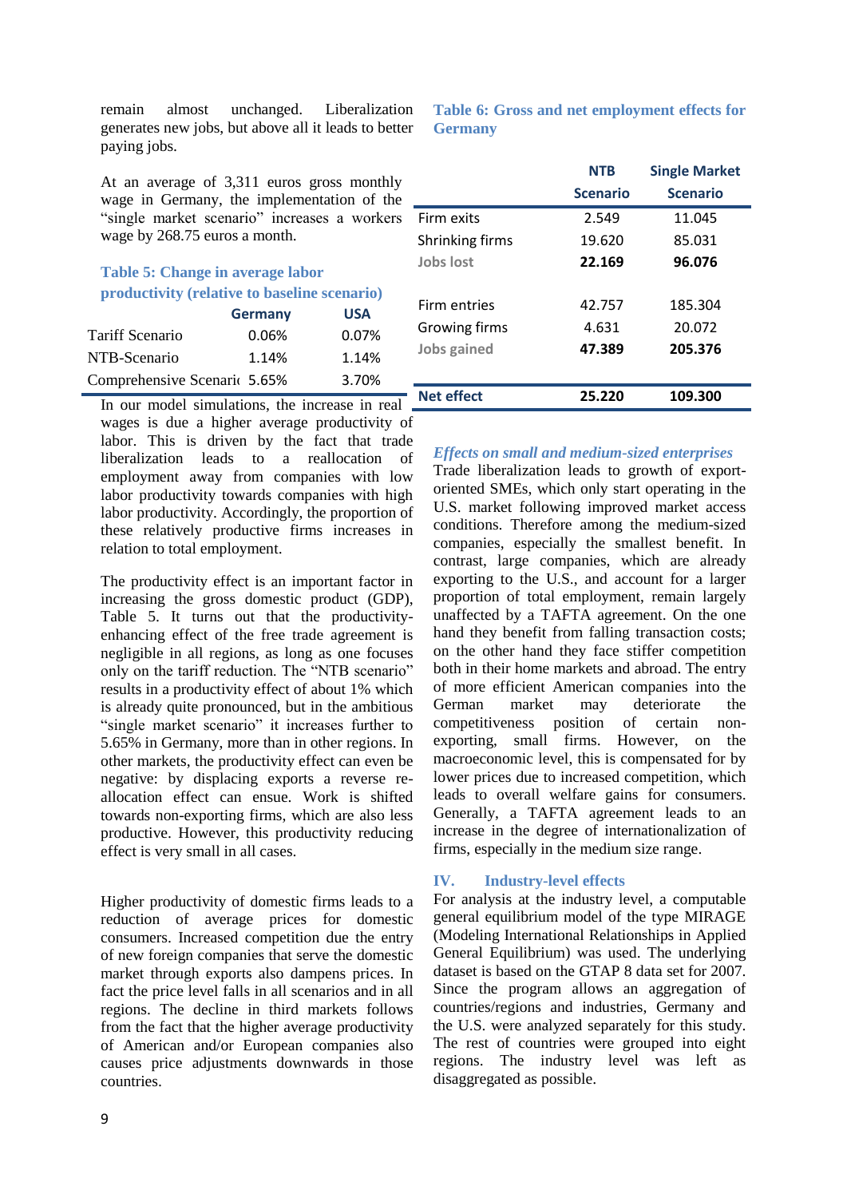remain almost unchanged. Liberalization generates new jobs, but above all it leads to better paying jobs.

At an average of 3,311 euros gross monthly wage in Germany, the implementation of the "single market scenario" increases a workers wage by 268.75 euros a month.

**Table 5: Change in average labor productivity (relative to baseline scenario)**

| | Germany | USA |
|---|---|---|
| Tariff Scenario | 0.06% | 0.07% |
| NTB-Scenario | 1.14% | 1.14% |
| Comprehensive Scenario | 5.65% | 3.70% |

In our model simulations, the increase in real wages is due a higher average productivity of labor. This is driven by the fact that trade liberalization leads to a reallocation of employment away from companies with low labor productivity towards companies with high labor productivity. Accordingly, the proportion of these relatively productive firms increases in relation to total employment.

The productivity effect is an important factor in increasing the gross domestic product (GDP), Table 5. It turns out that the productivity-enhancing effect of the free trade agreement is negligible in all regions, as long as one focuses only on the tariff reduction. The "NTB scenario" results in a productivity effect of about 1% which is already quite pronounced, but in the ambitious "single market scenario" it increases further to 5.65% in Germany, more than in other regions. In other markets, the productivity effect can even be negative: by displacing exports a reverse re-allocation effect can ensue. Work is shifted towards non-exporting firms, which are also less productive. However, this productivity reducing effect is very small in all cases.

Higher productivity of domestic firms leads to a reduction of average prices for domestic consumers. Increased competition due the entry of new foreign companies that serve the domestic market through exports also dampens prices. In fact the price level falls in all scenarios and in all regions. The decline in third markets follows from the fact that the higher average productivity of American and/or European companies also causes price adjustments downwards in those countries.

**Table 6: Gross and net employment effects for Germany**

| | NTB Scenario | Single Market Scenario |
|---|---|---|
| Firm exits | 2.549 | 11.045 |
| Shrinking firms | 19.620 | 85.031 |
| Jobs lost | **22.169** | **96.076** |
| Firm entries | 42.757 | 185.304 |
| Growing firms | 4.631 | 20.072 |
| Jobs gained | **47.389** | **205.376** |
| **Net effect** | **25.220** | **109.300** |

***Effects on small and medium-sized enterprises***

Trade liberalization leads to growth of export-oriented SMEs, which only start operating in the U.S. market following improved market access conditions. Therefore among the medium-sized companies, especially the smallest benefit. In contrast, large companies, which are already exporting to the U.S., and account for a larger proportion of total employment, remain largely unaffected by a TAFTA agreement. On the one hand they benefit from falling transaction costs; on the other hand they face stiffer competition both in their home markets and abroad. The entry of more efficient American companies into the German market may deteriorate the competitiveness position of certain non-exporting, small firms. However, on the macroeconomic level, this is compensated for by lower prices due to increased competition, which leads to overall welfare gains for consumers. Generally, a TAFTA agreement leads to an increase in the degree of internationalization of firms, especially in the medium size range.

## IV. Industry-level effects

For analysis at the industry level, a computable general equilibrium model of the type MIRAGE (Modeling International Relationships in Applied General Equilibrium) was used. The underlying dataset is based on the GTAP 8 data set for 2007. Since the program allows an aggregation of countries/regions and industries, Germany and the U.S. were analyzed separately for this study. The rest of countries were grouped into eight regions. The industry level was left as disaggregated as possible.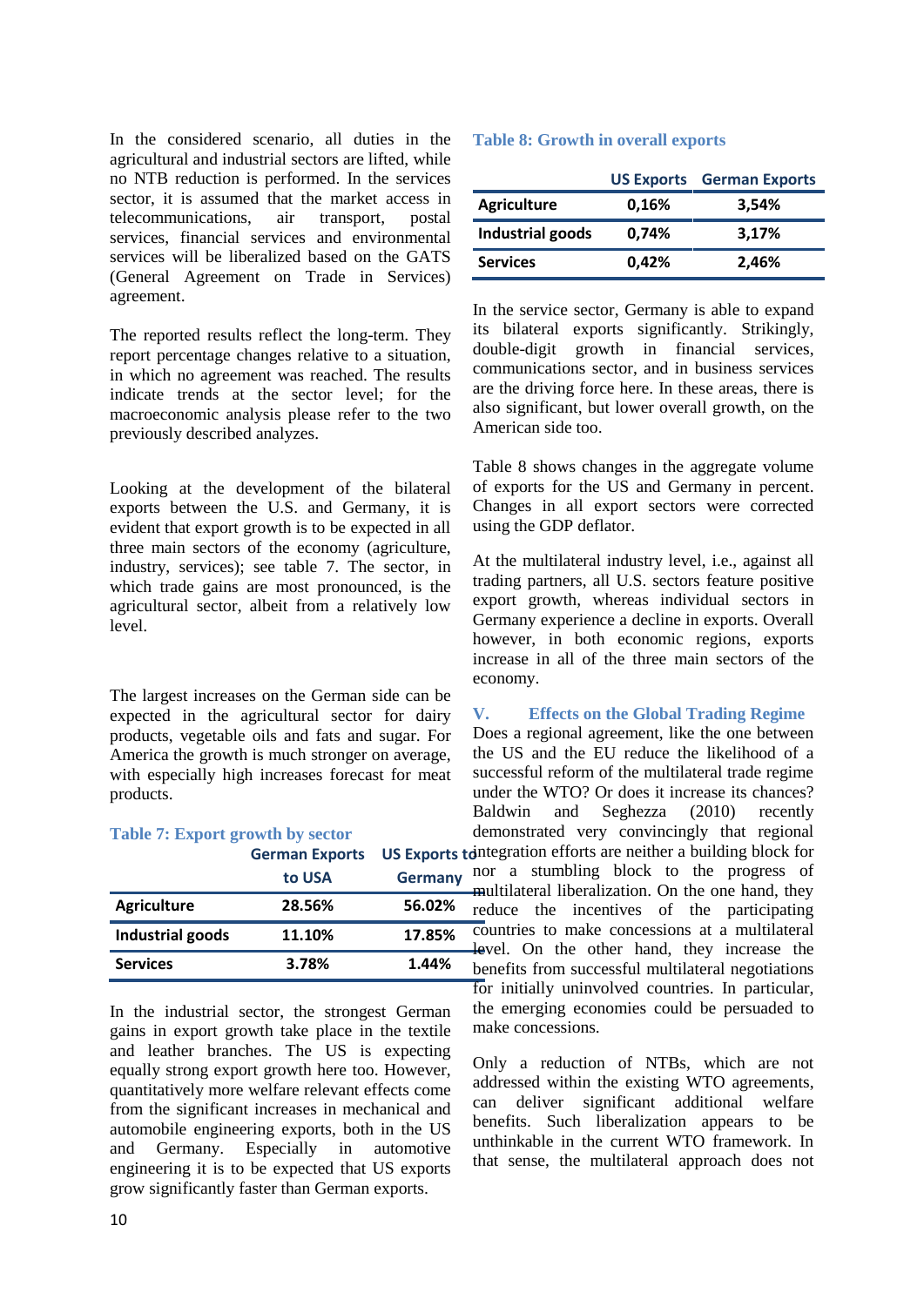In the considered scenario, all duties in the agricultural and industrial sectors are lifted, while no NTB reduction is performed. In the services sector, it is assumed that the market access in telecommunications, air transport, postal services, financial services and environmental services will be liberalized based on the GATS (General Agreement on Trade in Services) agreement.

The reported results reflect the long-term. They report percentage changes relative to a situation, in which no agreement was reached. The results indicate trends at the sector level; for the macroeconomic analysis please refer to the two previously described analyzes.

Looking at the development of the bilateral exports between the U.S. and Germany, it is evident that export growth is to be expected in all three main sectors of the economy (agriculture, industry, services); see table 7. The sector, in which trade gains are most pronounced, is the agricultural sector, albeit from a relatively low level.

The largest increases on the German side can be expected in the agricultural sector for dairy products, vegetable oils and fats and sugar. For America the growth is much stronger on average, with especially high increases forecast for meat products.

**Table 7: Export growth by sector**

| | German Exports to USA | US Exports to Germany |
|---|---|---|
| **Agriculture** | 28.56% | 56.02% |
| **Industrial goods** | 11.10% | 17.85% |
| **Services** | 3.78% | 1.44% |

In the industrial sector, the strongest German gains in export growth take place in the textile and leather branches. The US is expecting equally strong export growth here too. However, quantitatively more welfare relevant effects come from the significant increases in mechanical and automobile engineering exports, both in the US and Germany. Especially in automotive engineering it is to be expected that US exports grow significantly faster than German exports.

**Table 8: Growth in overall exports**

| | US Exports | German Exports |
|---|---|---|
| **Agriculture** | 0,16% | 3,54% |
| **Industrial goods** | 0,74% | 3,17% |
| **Services** | 0,42% | 2,46% |

In the service sector, Germany is able to expand its bilateral exports significantly. Strikingly, double-digit growth in financial services, communications sector, and in business services are the driving force here. In these areas, there is also significant, but lower overall growth, on the American side too.

Table 8 shows changes in the aggregate volume of exports for the US and Germany in percent. Changes in all export sectors were corrected using the GDP deflator.

At the multilateral industry level, i.e., against all trading partners, all U.S. sectors feature positive export growth, whereas individual sectors in Germany experience a decline in exports. Overall however, in both economic regions, exports increase in all of the three main sectors of the economy.

## V. Effects on the Global Trading Regime

Does a regional agreement, like the one between the US and the EU reduce the likelihood of a successful reform of the multilateral trade regime under the WTO? Or does it increase its chances? Baldwin and Seghezza (2010) recently demonstrated very convincingly that regional integration efforts are neither a building block for nor a stumbling block to the progress of multilateral liberalization. On the one hand, they reduce the incentives of the participating countries to make concessions at a multilateral level. On the other hand, they increase the benefits from successful multilateral negotiations for initially uninvolved countries. In particular, the emerging economies could be persuaded to make concessions.

Only a reduction of NTBs, which are not addressed within the existing WTO agreements, can deliver significant additional welfare benefits. Such liberalization appears to be unthinkable in the current WTO framework. In that sense, the multilateral approach does not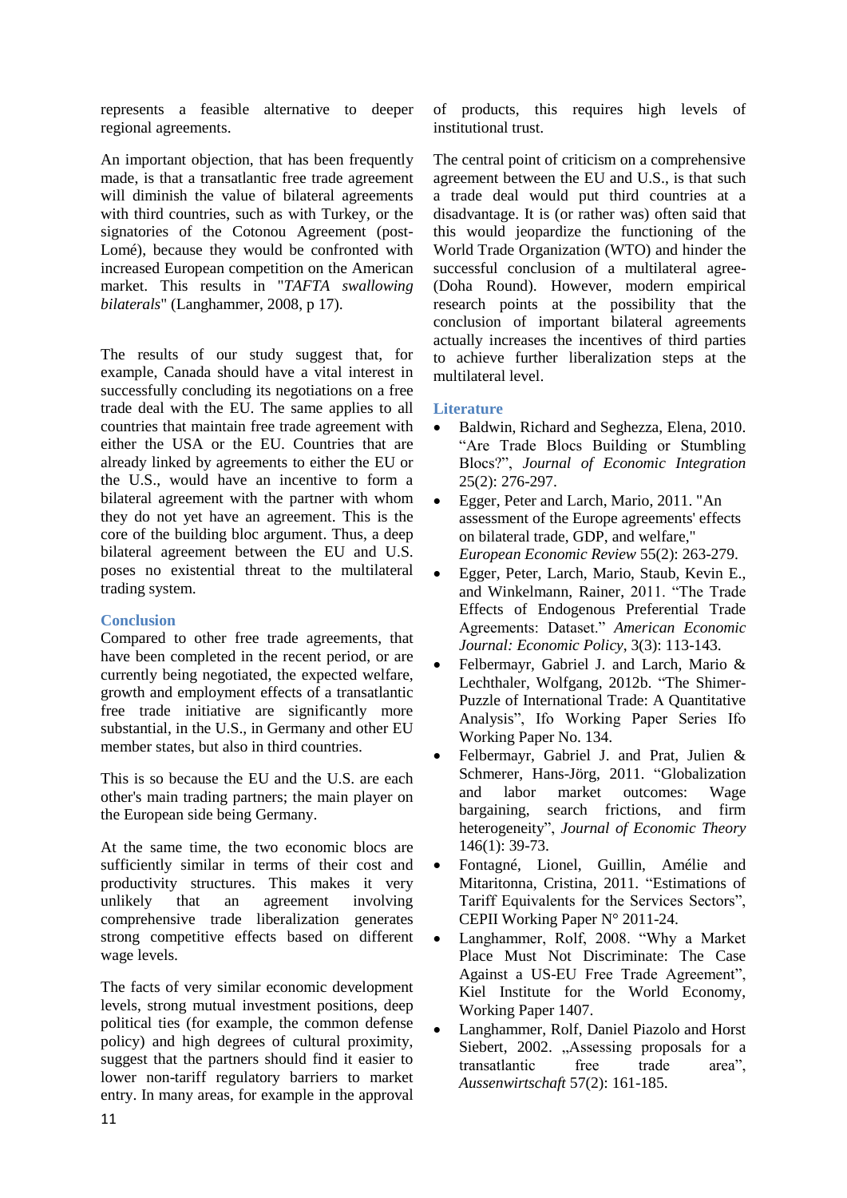represents a feasible alternative to deeper regional agreements.

An important objection, that has been frequently made, is that a transatlantic free trade agreement will diminish the value of bilateral agreements with third countries, such as with Turkey, or the signatories of the Cotonou Agreement (post-Lomé), because they would be confronted with increased European competition on the American market. This results in "*TAFTA swallowing bilaterals*" (Langhammer, 2008, p 17).

The results of our study suggest that, for example, Canada should have a vital interest in successfully concluding its negotiations on a free trade deal with the EU. The same applies to all countries that maintain free trade agreement with either the USA or the EU. Countries that are already linked by agreements to either the EU or the U.S., would have an incentive to form a bilateral agreement with the partner with whom they do not yet have an agreement. This is the core of the building bloc argument. Thus, a deep bilateral agreement between the EU and U.S. poses no existential threat to the multilateral trading system.

## Conclusion

Compared to other free trade agreements, that have been completed in the recent period, or are currently being negotiated, the expected welfare, growth and employment effects of a transatlantic free trade initiative are significantly more substantial, in the U.S., in Germany and other EU member states, but also in third countries.

This is so because the EU and the U.S. are each other's main trading partners; the main player on the European side being Germany.

At the same time, the two economic blocs are sufficiently similar in terms of their cost and productivity structures. This makes it very unlikely that an agreement involving comprehensive trade liberalization generates strong competitive effects based on different wage levels.

The facts of very similar economic development levels, strong mutual investment positions, deep political ties (for example, the common defense policy) and high degrees of cultural proximity, suggest that the partners should find it easier to lower non-tariff regulatory barriers to market entry. In many areas, for example in the approval of products, this requires high levels of institutional trust.

The central point of criticism on a comprehensive agreement between the EU and U.S., is that such a trade deal would put third countries at a disadvantage. It is (or rather was) often said that this would jeopardize the functioning of the World Trade Organization (WTO) and hinder the successful conclusion of a multilateral agree- (Doha Round). However, modern empirical research points at the possibility that the conclusion of important bilateral agreements actually increases the incentives of third parties to achieve further liberalization steps at the multilateral level.

## Literature

- Baldwin, Richard and Seghezza, Elena, 2010. "Are Trade Blocs Building or Stumbling Blocs?", *Journal of Economic Integration* 25(2): 276-297.
- Egger, Peter and Larch, Mario, 2011. "An assessment of the Europe agreements' effects on bilateral trade, GDP, and welfare," *European Economic Review* 55(2): 263-279.
- Egger, Peter, Larch, Mario, Staub, Kevin E., and Winkelmann, Rainer, 2011. "The Trade Effects of Endogenous Preferential Trade Agreements: Dataset." *American Economic Journal: Economic Policy*, 3(3): 113-143.
- Felbermayr, Gabriel J. and Larch, Mario & Lechthaler, Wolfgang, 2012b. "The Shimer-Puzzle of International Trade: A Quantitative Analysis", Ifo Working Paper Series Ifo Working Paper No. 134.
- Felbermayr, Gabriel J. and Prat, Julien & Schmerer, Hans-Jörg, 2011. "Globalization and labor market outcomes: Wage bargaining, search frictions, and firm heterogeneity", *Journal of Economic Theory* 146(1): 39-73.
- Fontagné, Lionel, Guillin, Amélie and Mitaritonna, Cristina, 2011. "Estimations of Tariff Equivalents for the Services Sectors", CEPII Working Paper N° 2011-24.
- Langhammer, Rolf, 2008. "Why a Market Place Must Not Discriminate: The Case Against a US-EU Free Trade Agreement", Kiel Institute for the World Economy, Working Paper 1407.
- Langhammer, Rolf, Daniel Piazolo and Horst Siebert, 2002. „Assessing proposals for a transatlantic free trade area", *Aussenwirtschaft* 57(2): 161-185.